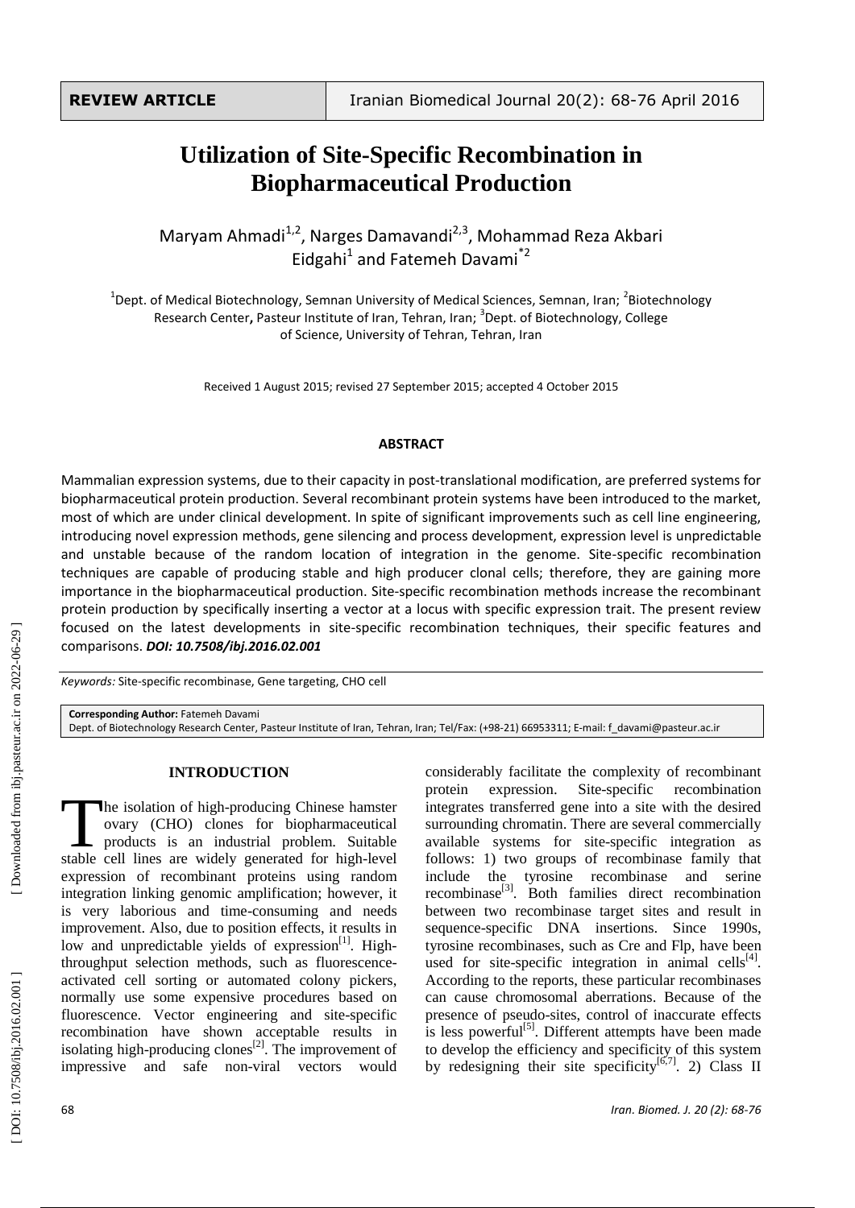**REVIEW ARTICLE** | Iranian Biomedical Journal 20(2): 68-76 April 2016

# Utilization of Site-Specific Recombination in Biopharmaceutical Production

Maryam Ahmadi[1,2], Narges Damavandi[2,3], Mohammad Reza Akbari Eidgahi[1] and Fatemeh Davami[*2]

[1]Dept. of Medical Biotechnology, Semnan University of Medical Sciences, Semnan, Iran; [2]Biotechnology Research Center, Pasteur Institute of Iran, Tehran, Iran; [3]Dept. of Biotechnology, College of Science, University of Tehran, Tehran, Iran

Received 1 August 2015; revised 27 September 2015; accepted 4 October 2015

## ABSTRACT

Mammalian expression systems, due to their capacity in post-translational modification, are preferred systems for biopharmaceutical protein production. Several recombinant protein systems have been introduced to the market, most of which are under clinical development. In spite of significant improvements such as cell line engineering, introducing novel expression methods, gene silencing and process development, expression level is unpredictable and unstable because of the random location of integration in the genome. Site-specific recombination techniques are capable of producing stable and high producer clonal cells; therefore, they are gaining more importance in the biopharmaceutical production. Site-specific recombination methods increase the recombinant protein production by specifically inserting a vector at a locus with specific expression trait. The present review focused on the latest developments in site-specific recombination techniques, their specific features and comparisons. ***DOI: 10.7508/ibj.2016.02.001***

*Keywords:* Site-specific recombinase, Gene targeting, CHO cell

**Corresponding Author:** Fatemeh Davami
Dept. of Biotechnology Research Center, Pasteur Institute of Iran, Tehran, Iran; Tel/Fax: (+98-21) 66953311; E-mail: f_davami@pasteur.ac.ir

## INTRODUCTION

The isolation of high-producing Chinese hamster ovary (CHO) clones for biopharmaceutical products is an industrial problem. Suitable stable cell lines are widely generated for high-level expression of recombinant proteins using random integration linking genomic amplification; however, it is very laborious and time-consuming and needs improvement. Also, due to position effects, it results in low and unpredictable yields of expression[1]. High-throughput selection methods, such as fluorescence-activated cell sorting or automated colony pickers, normally use some expensive procedures based on fluorescence. Vector engineering and site-specific recombination have shown acceptable results in isolating high-producing clones[2]. The improvement of impressive and safe non-viral vectors would considerably facilitate the complexity of recombinant protein expression. Site-specific recombination integrates transferred gene into a site with the desired surrounding chromatin. There are several commercially available systems for site-specific integration as follows: 1) two groups of recombinase family that include the tyrosine recombinase and serine recombinase[3]. Both families direct recombination between two recombinase target sites and result in sequence-specific DNA insertions. Since 1990s, tyrosine recombinases, such as Cre and Flp, have been used for site-specific integration in animal cells[4]. According to the reports, these particular recombinases can cause chromosomal aberrations. Because of the presence of pseudo-sites, control of inaccurate effects is less powerful[5]. Different attempts have been made to develop the efficiency and specificity of this system by redesigning their site specificity[6,7]. 2) Class II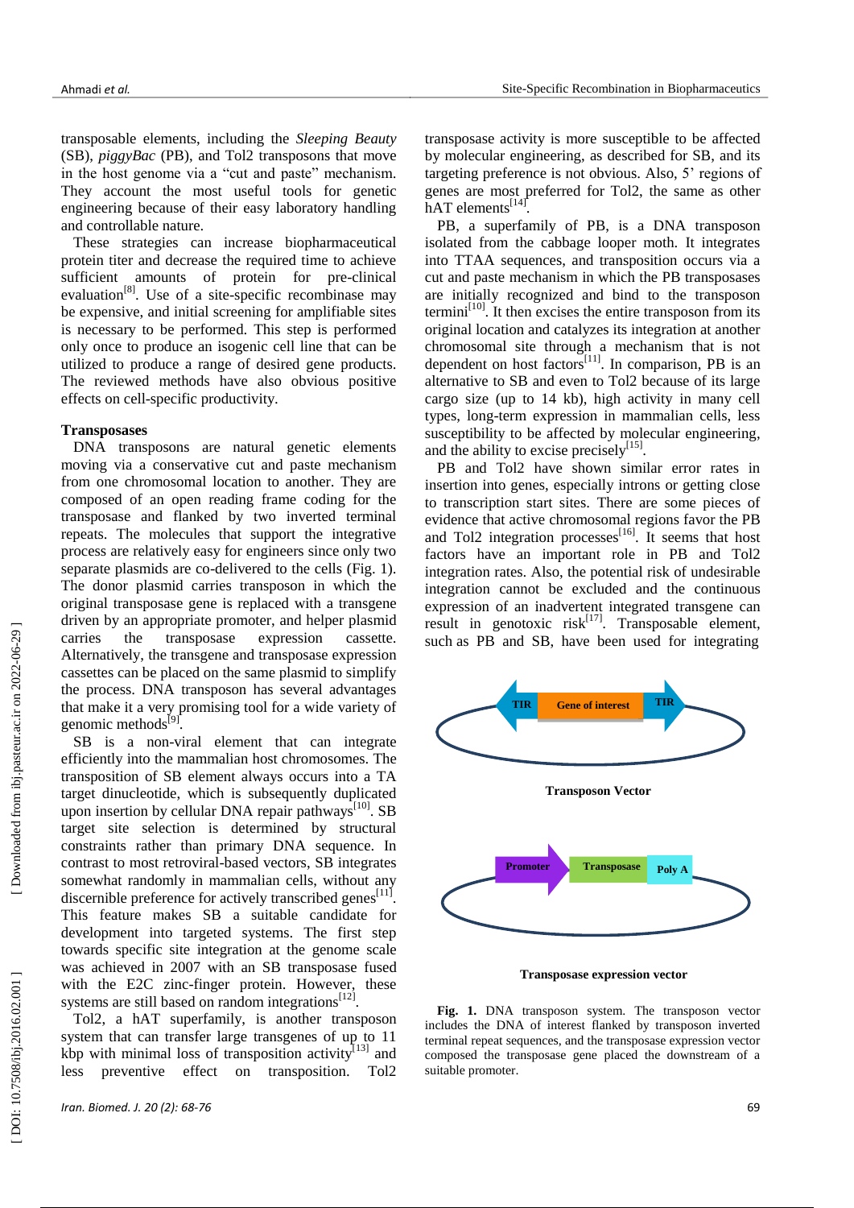transposable elements, including the *Sleeping Beauty* (SB), *piggyBac* (PB), and Tol2 transposons that move in the host genome via a "cut and paste" mechanism. They account the most useful tools for genetic engineering because of their easy laboratory handling and controllable nature.

These strategies can increase biopharmaceutical protein titer and decrease the required time to achieve sufficient amounts of protein for pre-clinical evaluation[8]. Use of a site-specific recombinase may be expensive, and initial screening for amplifiable sites is necessary to be performed. This step is performed only once to produce an isogenic cell line that can be utilized to produce a range of desired gene products. The reviewed methods have also obvious positive effects on cell-specific productivity.

**Transposases**

DNA transposons are natural genetic elements moving via a conservative cut and paste mechanism from one chromosomal location to another. They are composed of an open reading frame coding for the transposase and flanked by two inverted terminal repeats. The molecules that support the integrative process are relatively easy for engineers since only two separate plasmids are co-delivered to the cells (Fig. 1). The donor plasmid carries transposon in which the original transposase gene is replaced with a transgene driven by an appropriate promoter, and helper plasmid carries the transposase expression cassette. Alternatively, the transgene and transposase expression cassettes can be placed on the same plasmid to simplify the process. DNA transposon has several advantages that make it a very promising tool for a wide variety of genomic methods[9].

SB is a non-viral element that can integrate efficiently into the mammalian host chromosomes. The transposition of SB element always occurs into a TA target dinucleotide, which is subsequently duplicated upon insertion by cellular DNA repair pathways[10]. SB target site selection is determined by structural constraints rather than primary DNA sequence. In contrast to most retroviral-based vectors, SB integrates somewhat randomly in mammalian cells, without any discernible preference for actively transcribed genes[11]. This feature makes SB a suitable candidate for development into targeted systems. The first step towards specific site integration at the genome scale was achieved in 2007 with an SB transposase fused with the E2C zinc-finger protein. However, these systems are still based on random integrations[12].

Tol2, a hAT superfamily, is another transposon system that can transfer large transgenes of up to 11 kbp with minimal loss of transposition activity[13] and less preventive effect on transposition. Tol2 transposase activity is more susceptible to be affected by molecular engineering, as described for SB, and its targeting preference is not obvious. Also, 5' regions of genes are most preferred for Tol2, the same as other hAT elements[14].

PB, a superfamily of PB, is a DNA transposon isolated from the cabbage looper moth. It integrates into TTAA sequences, and transposition occurs via a cut and paste mechanism in which the PB transposases are initially recognized and bind to the transposon termini[10]. It then excises the entire transposon from its original location and catalyzes its integration at another chromosomal site through a mechanism that is not dependent on host factors[11]. In comparison, PB is an alternative to SB and even to Tol2 because of its large cargo size (up to 14 kb), high activity in many cell types, long-term expression in mammalian cells, less susceptibility to be affected by molecular engineering, and the ability to excise precisely[15].

PB and Tol2 have shown similar error rates in insertion into genes, especially introns or getting close to transcription start sites. There are some pieces of evidence that active chromosomal regions favor the PB and Tol2 integration processes[16]. It seems that host factors have an important role in PB and Tol2 integration rates. Also, the potential risk of undesirable integration cannot be excluded and the continuous expression of an inadvertent integrated transgene can result in genotoxic risk[17]. Transposable element, such as PB and SB, have been used for integrating

**Fig. 1.** DNA transposon system. The transposon vector includes the DNA of interest flanked by transposon inverted terminal repeat sequences, and the transposase expression vector composed the transposase gene placed the downstream of a suitable promoter.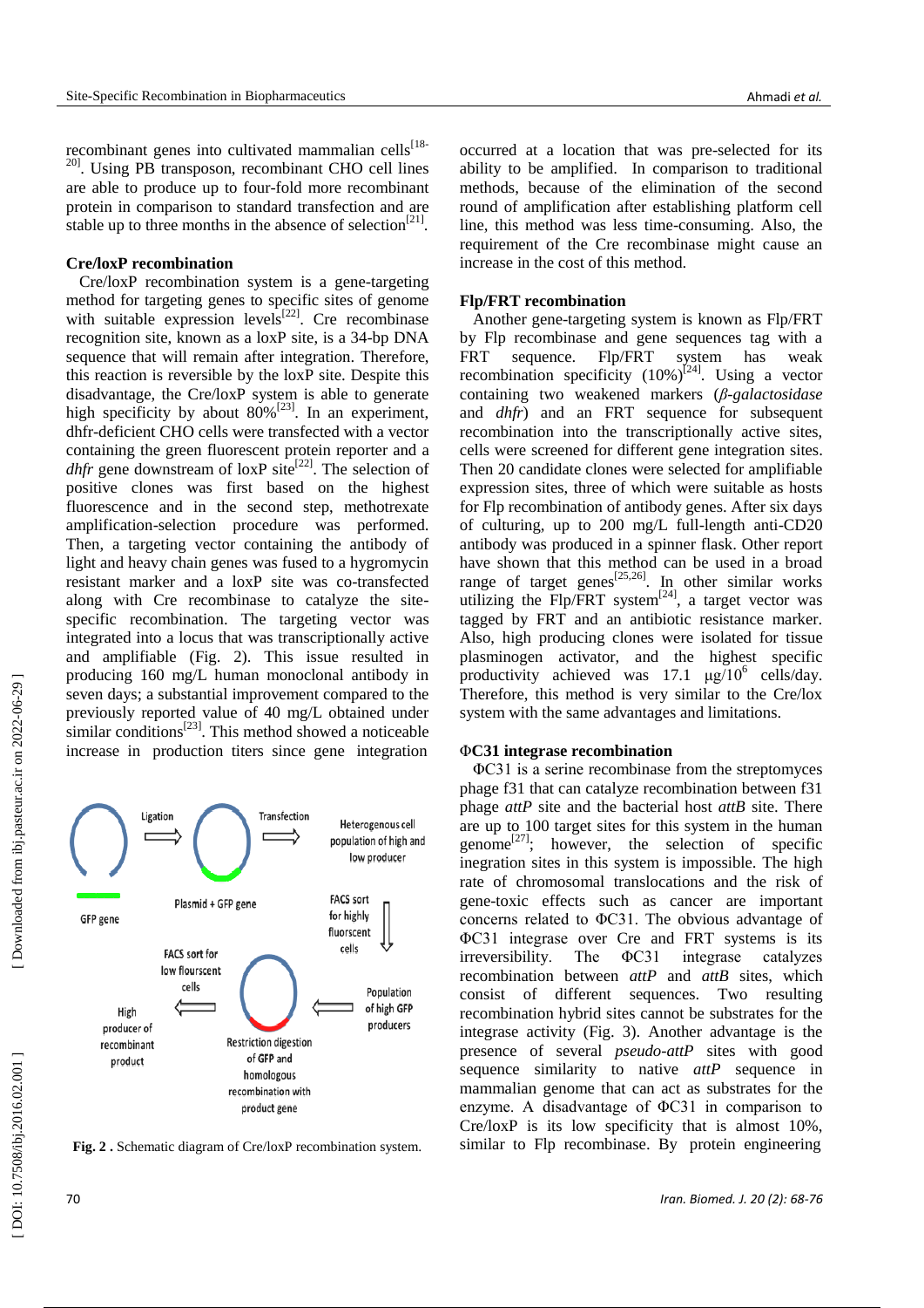recombinant genes into cultivated mammalian cells[18-20]. Using PB transposon, recombinant CHO cell lines are able to produce up to four-fold more recombinant protein in comparison to standard transfection and are stable up to three months in the absence of selection[21].

### Cre/loxP recombination

Cre/loxP recombination system is a gene-targeting method for targeting genes to specific sites of genome with suitable expression levels[22]. Cre recombinase recognition site, known as a loxP site, is a 34-bp DNA sequence that will remain after integration. Therefore, this reaction is reversible by the loxP site. Despite this disadvantage, the Cre/loxP system is able to generate high specificity by about 80%[23]. In an experiment, dhfr-deficient CHO cells were transfected with a vector containing the green fluorescent protein reporter and a *dhfr* gene downstream of loxP site[22]. The selection of positive clones was first based on the highest fluorescence and in the second step, methotrexate amplification-selection procedure was performed. Then, a targeting vector containing the antibody of light and heavy chain genes was fused to a hygromycin resistant marker and a loxP site was co-transfected along with Cre recombinase to catalyze the site-specific recombination. The targeting vector was integrated into a locus that was transcriptionally active and amplifiable (Fig. 2). This issue resulted in producing 160 mg/L human monoclonal antibody in seven days; a substantial improvement compared to the previously reported value of 40 mg/L obtained under similar conditions[23]. This method showed a noticeable increase in production titers since gene integration occurred at a location that was pre-selected for its ability to be amplified. In comparison to traditional methods, because of the elimination of the second round of amplification after establishing platform cell line, this method was less time-consuming. Also, the requirement of the Cre recombinase might cause an increase in the cost of this method.

**Fig. 2 .** Schematic diagram of Cre/loxP recombination system.

### Flp/FRT recombination

Another gene-targeting system is known as Flp/FRT by Flp recombinase and gene sequences tag with a FRT sequence. Flp/FRT system has weak recombination specificity (10%)[24]. Using a vector containing two weakened markers (*β-galactosidase* and *dhfr*) and an FRT sequence for subsequent recombination into the transcriptionally active sites, cells were screened for different gene integration sites. Then 20 candidate clones were selected for amplifiable expression sites, three of which were suitable as hosts for Flp recombination of antibody genes. After six days of culturing, up to 200 mg/L full-length anti-CD20 antibody was produced in a spinner flask. Other report have shown that this method can be used in a broad range of target genes[25,26]. In other similar works utilizing the Flp/FRT system[24], a target vector was tagged by FRT and an antibiotic resistance marker. Also, high producing clones were isolated for tissue plasminogen activator, and the highest specific productivity achieved was 17.1 μg/$10^6$ cells/day. Therefore, this method is very similar to the Cre/lox system with the same advantages and limitations.

### ΦC31 integrase recombination

ΦC31 is a serine recombinase from the streptomyces phage f31 that can catalyze recombination between f31 phage *attP* site and the bacterial host *attB* site. There are up to 100 target sites for this system in the human genome[27]; however, the selection of specific inegration sites in this system is impossible. The high rate of chromosomal translocations and the risk of gene-toxic effects such as cancer are important concerns related to ΦC31. The obvious advantage of ΦC31 integrase over Cre and FRT systems is its irreversibility. The ΦC31 integrase catalyzes recombination activity (Fig. 3). Another advantage is the presence of several *pseudo-attP* sites with good sequence similarity to native *attP* sequence in mammalian genome that can act as substrates for the enzyme. A disadvantage of ΦC31 in comparison to Cre/loxP is its low specificity that is almost 10%, similar to Flp recombinase. By protein engineering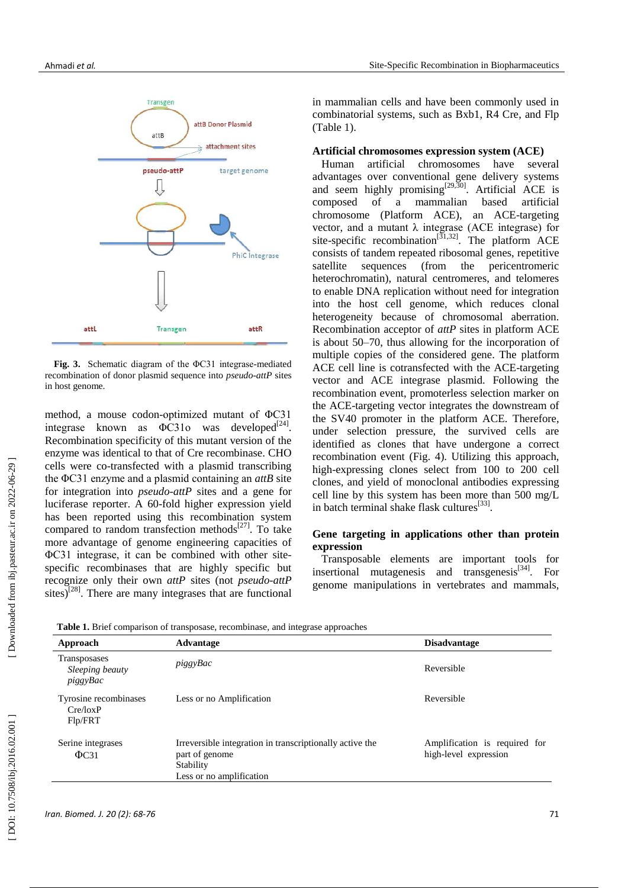Fig. 3. Schematic diagram of the ΦC31 integrase-mediated recombination of donor plasmid sequence into *pseudo-attP* sites in host genome.

method, a mouse codon-optimized mutant of ΦC31 integrase known as ΦC31o was developed[24]. Recombination specificity of this mutant version of the enzyme was identical to that of Cre recombinase. CHO cells were co-transfected with a plasmid transcribing the ΦC31 enzyme and a plasmid containing an *attB* site for integration into *pseudo-attP* sites and a gene for luciferase reporter. A 60-fold higher expression yield has been reported using this recombination system compared to random transfection methods[27]. To take more advantage of genome engineering capacities of ΦC31 integrase, it can be combined with other site-specific recombinases that are highly specific but recognize only their own *attP* sites (not *pseudo-attP* sites)[28]. There are many integrases that are functional in mammalian cells and have been commonly used in combinatorial systems, such as Bxb1, R4 Cre, and Flp (Table 1).

**Artificial chromosomes expression system (ACE)**

Human artificial chromosomes have several advantages over conventional gene delivery systems and seem highly promising[29,30]. Artificial ACE is composed of a mammalian based artificial chromosome (Platform ACE), an ACE-targeting vector, and a mutant λ integrase (ACE integrase) for site-specific recombination[31,32]. The platform ACE consists of tandem repeated ribosomal genes, repetitive satellite sequences (from the pericentromeric heterochromatin), natural centromeres, and telomeres to enable DNA replication without need for integration into the host cell genome, which reduces clonal heterogeneity because of chromosomal aberration. Recombination acceptor of *attP* sites in platform ACE is about 50–70, thus allowing for the incorporation of multiple copies of the considered gene. The platform ACE cell line is cotransfected with the ACE-targeting vector and ACE integrase plasmid. Following the recombination event, promoterless selection marker on the ACE-targeting vector integrates the downstream of the SV40 promoter in the platform ACE. Therefore, under selection pressure, the survived cells are identified as clones that have undergone a correct recombination event (Fig. 4). Utilizing this approach, high-expressing clones select from 100 to 200 cell clones, and yield of monoclonal antibodies expressing cell line by this system has been more than 500 mg/L in batch terminal shake flask cultures[33].

**Gene targeting in applications other than protein expression**

Transposable elements are important tools for insertional mutagenesis and transgenesis[34]. For genome manipulations in vertebrates and mammals,

**Table 1.** Brief comparison of transposase, recombinase, and integrase approaches

| Approach | Advantage | Disadvantage |
|---|---|---|
| Transposases<br>*Sleeping beauty*<br>*piggyBac* | *piggyBac* | Reversible |
| Tyrosine recombinases<br>Cre/loxP<br>Flp/FRT | Less or no Amplification | Reversible |
| Serine integrases<br>ΦC31 | Irreversible integration in transcriptionally active the part of genome<br>Stability<br>Less or no amplification | Amplification is required for high-level expression |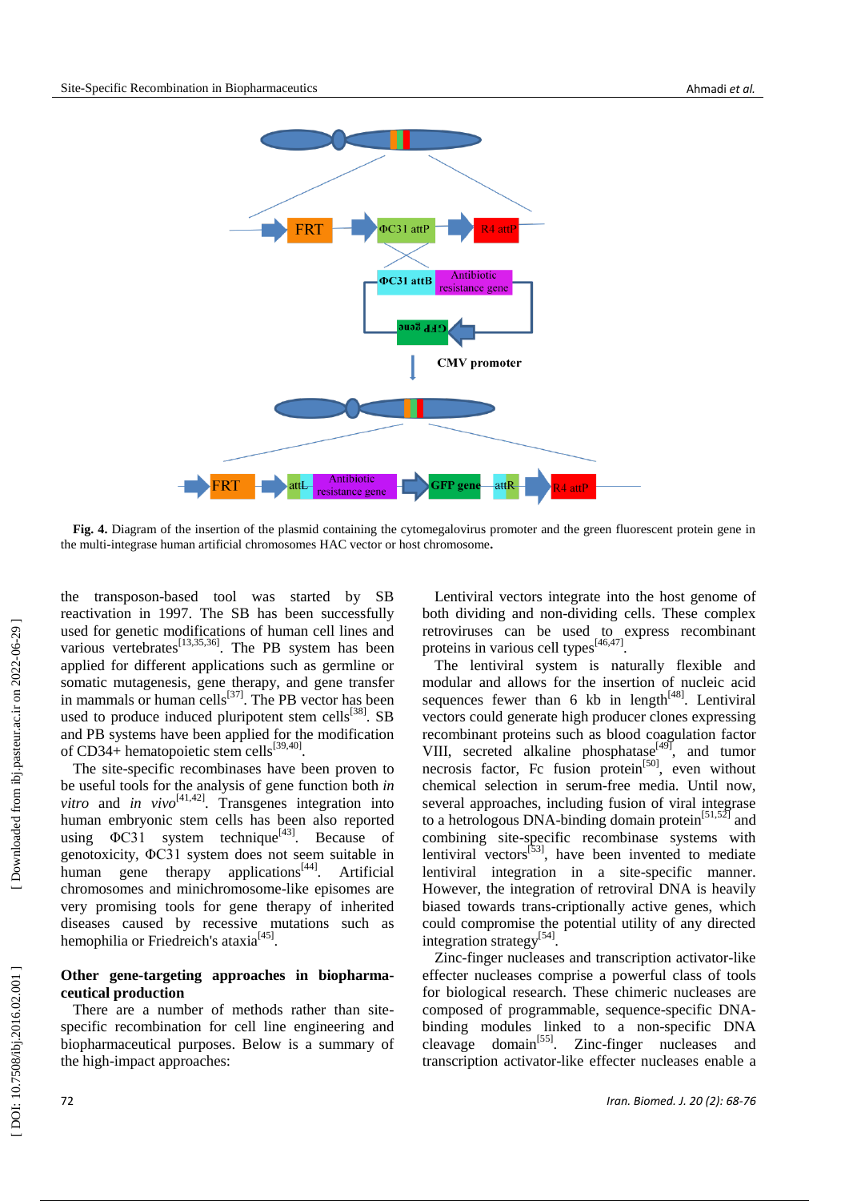**Fig. 4.** Diagram of the insertion of the plasmid containing the cytomegalovirus promoter and the green fluorescent protein gene in the multi-integrase human artificial chromosomes HAC vector or host chromosome**.**

the transposon-based tool was started by SB reactivation in 1997. The SB has been successfully used for genetic modifications of human cell lines and various vertebrates[13,35,36]. The PB system has been applied for different applications such as germline or somatic mutagenesis, gene therapy, and gene transfer in mammals or human cells[37]. The PB vector has been used to produce induced pluripotent stem cells[38]. SB and PB systems have been applied for the modification of CD34+ hematopoietic stem cells[39,40].

The site-specific recombinases have been proven to be useful tools for the analysis of gene function both *in vitro* and *in vivo*[41,42]. Transgenes integration into human embryonic stem cells has been also reported using ΦC31 system technique[43]. Because of genotoxicity, ΦC31 system does not seem suitable in human gene therapy applications[44]. Artificial chromosomes and minichromosome-like episomes are very promising tools for gene therapy of inherited diseases caused by recessive mutations such as hemophilia or Friedreich's ataxia[45].

## Other gene-targeting approaches in biopharmaceutical production

There are a number of methods rather than site-specific recombination for cell line engineering and biopharmaceutical purposes. Below is a summary of the high-impact approaches:

Lentiviral vectors integrate into the host genome of both dividing and non-dividing cells. These complex retroviruses can be used to express recombinant proteins in various cell types[46,47].

The lentiviral system is naturally flexible and modular and allows for the insertion of nucleic acid sequences fewer than 6 kb in length[48]. Lentiviral vectors could generate high producer clones expressing recombinant proteins such as blood coagulation factor VIII, secreted alkaline phosphatase[49], and tumor necrosis factor, Fc fusion protein[50], even without chemical selection in serum-free media. Until now, several approaches, including fusion of viral integrase to a hetrologous DNA-binding domain protein[51,52] and combining site-specific recombinase systems with lentiviral vectors[53], have been invented to mediate lentiviral integration in a site-specific manner. However, the integration of retroviral DNA is heavily biased towards trans-criptionally active genes, which could compromise the potential utility of any directed integration strategy[54].

Zinc-finger nucleases and transcription activator-like effecter nucleases comprise a powerful class of tools for biological research. These chimeric nucleases are composed of programmable, sequence-specific DNA-binding modules linked to a non-specific DNA cleavage domain[55]. Zinc-finger nucleases and transcription activator-like effecter nucleases enable a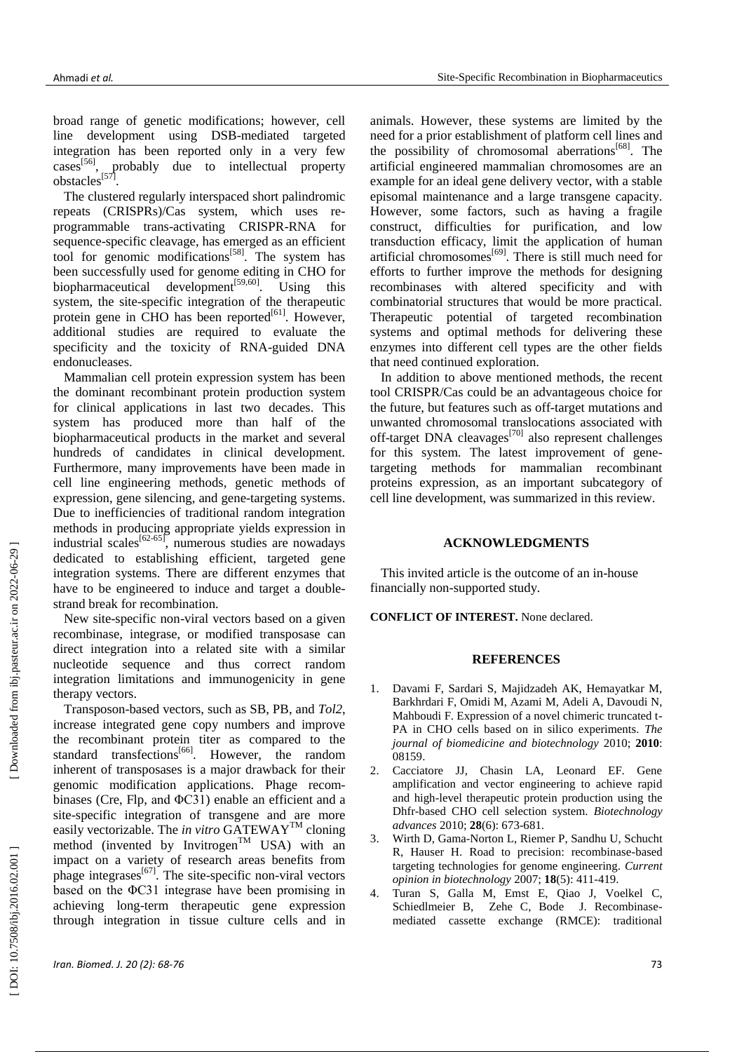broad range of genetic modifications; however, cell line development using DSB-mediated targeted integration has been reported only in a very few cases[56], probably due to intellectual property obstacles[57].

The clustered regularly interspaced short palindromic repeats (CRISPRs)/Cas system, which uses re-programmable trans-activating CRISPR-RNA for sequence-specific cleavage, has emerged as an efficient tool for genomic modifications[58]. The system has been successfully used for genome editing in CHO for biopharmaceutical development[59,60]. Using this system, the site-specific integration of the therapeutic protein gene in CHO has been reported[61]. However, additional studies are required to evaluate the specificity and the toxicity of RNA-guided DNA endonucleases.

Mammalian cell protein expression system has been the dominant recombinant protein production system for clinical applications in last two decades. This system has produced more than half of the biopharmaceutical products in the market and several hundreds of candidates in clinical development. Furthermore, many improvements have been made in cell line engineering methods, genetic methods of expression, gene silencing, and gene-targeting systems. Due to inefficiencies of traditional random integration methods in producing appropriate yields expression in industrial scales[62-65], numerous studies are nowadays dedicated to establishing efficient, targeted gene integration systems. There are different enzymes that have to be engineered to induce and target a double-strand break for recombination.

New site-specific non-viral vectors based on a given recombinase, integrase, or modified transposase can direct integration into a related site with a similar nucleotide sequence and thus correct random integration limitations and immunogenicity in gene therapy vectors.

Transposon-based vectors, such as SB, PB, and *Tol2*, increase integrated gene copy numbers and improve the recombinant protein titer as compared to the standard transfections[66]. However, the random inherent of transposases is a major drawback for their genomic modification applications. Phage recombinases (Cre, Flp, and ΦC31) enable an efficient and a site-specific integration of transgene and are more easily vectorizable. The *in vitro* GATEWAY™ cloning method (invented by Invitrogen™ USA) with an impact on a variety of research areas benefits from phage integrases[67]. The site-specific non-viral vectors based on the ΦC31 integrase have been promising in achieving long-term therapeutic gene expression through integration in tissue culture cells and in animals. However, these systems are limited by the need for a prior establishment of platform cell lines and the possibility of chromosomal aberrations[68]. The artificial engineered mammalian chromosomes are an example for an ideal gene delivery vector, with a stable episomal maintenance and a large transgene capacity. However, some factors, such as having a fragile construct, difficulties for purification, and low transduction efficacy, limit the application of human artificial chromosomes[69]. There is still much need for efforts to further improve the methods for designing recombinases with altered specificity and with combinatorial structures that would be more practical. Therapeutic potential of targeted recombination systems and optimal methods for delivering these enzymes into different cell types are the other fields that need continued exploration.

In addition to above mentioned methods, the recent tool CRISPR/Cas could be an advantageous choice for the future, but features such as off-target mutations and unwanted chromosomal translocations associated with off-target DNA cleavages[70] also represent challenges for this system. The latest improvement of gene-targeting methods for mammalian recombinant proteins expression, as an important subcategory of cell line development, was summarized in this review.

## ACKNOWLEDGMENTS

This invited article is the outcome of an in-house financially non-supported study.

**CONFLICT OF INTEREST.** None declared.

## REFERENCES

1. Davami F, Sardari S, Majidzadeh AK, Hemayatkar M, Barkhrdari F, Omidi M, Azami M, Adeli A, Davoudi N, Mahboudi F. Expression of a novel chimeric truncated t-PA in CHO cells based on in silico experiments. *The journal of biomedicine and biotechnology* 2010; **2010**: 08159.
2. Cacciatore JJ, Chasin LA, Leonard EF. Gene amplification and vector engineering to achieve rapid and high-level therapeutic protein production using the Dhfr-based CHO cell selection system. *Biotechnology advances* 2010; **28**(6): 673-681.
3. Wirth D, Gama-Norton L, Riemer P, Sandhu U, Schucht R, Hauser H. Road to precision: recombinase-based targeting technologies for genome engineering. *Current opinion in biotechnology* 2007; **18**(5): 411-419.
4. Turan S, Galla M, Emst E, Qiao J, Voelkel C, Schiedlmeier B, Zehe C, Bode J. Recombinase-mediated cassette exchange (RMCE): traditional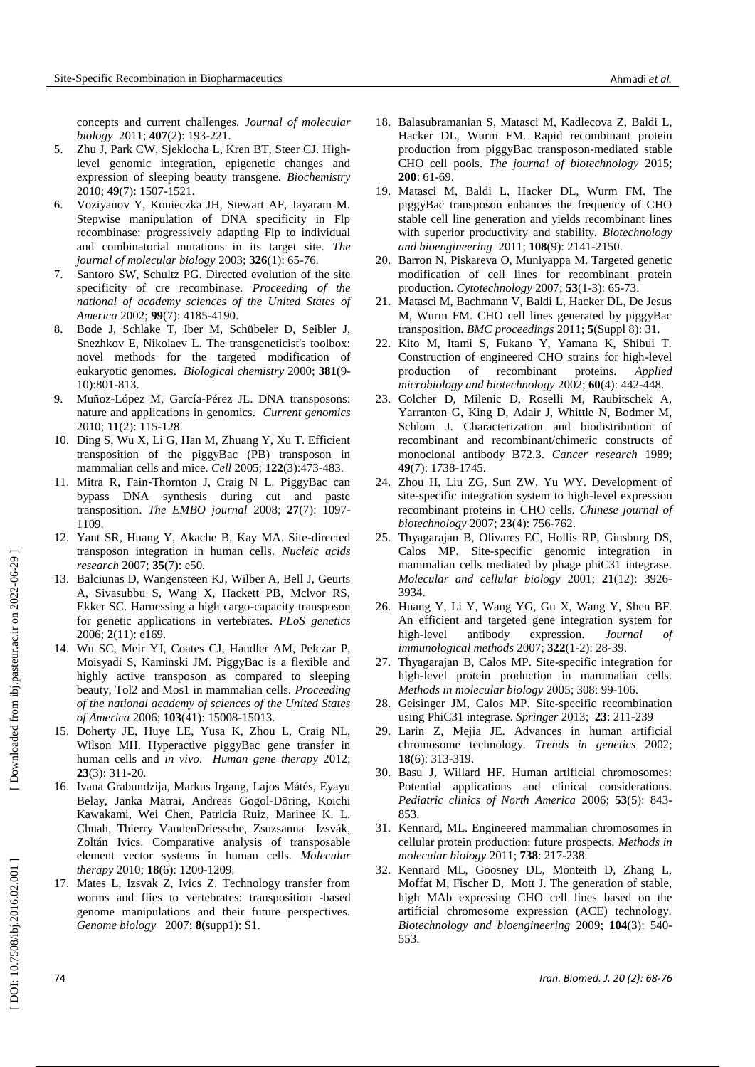concepts and current challenges. *Journal of molecular biology* 2011; **407**(2): 193-221.

5. Zhu J, Park CW, Sjeklocha L, Kren BT, Steer CJ. High-level genomic integration, epigenetic changes and expression of sleeping beauty transgene. *Biochemistry* 2010; **49**(7): 1507-1521.
6. Voziyanov Y, Konieczka JH, Stewart AF, Jayaram M. Stepwise manipulation of DNA specificity in Flp recombinase: progressively adapting Flp to individual and combinatorial mutations in its target site. *The journal of molecular biology* 2003; **326**(1): 65-76.
7. Santoro SW, Schultz PG. Directed evolution of the site specificity of cre recombinase. *Proceeding of the national of academy sciences of the United States of America* 2002; **99**(7): 4185-4190.
8. Bode J, Schlake T, Iber M, Schübeler D, Seibler J, Snezhkov E, Nikolaev L. The transgeneticist's toolbox: novel methods for the targeted modification of eukaryotic genomes. *Biological chemistry* 2000; **381**(9-10):801-813.
9. Muñoz-López M, García-Pérez JL. DNA transposons: nature and applications in genomics. *Current genomics* 2010; **11**(2): 115-128.
10. Ding S, Wu X, Li G, Han M, Zhuang Y, Xu T. Efficient transposition of the piggyBac (PB) transposon in mammalian cells and mice. *Cell* 2005; **122**(3):473-483.
11. Mitra R, Fain-Thornton J, Craig N L. PiggyBac can bypass DNA synthesis during cut and paste transposition. *The EMBO journal* 2008; **27**(7): 1097-1109.
12. Yant SR, Huang Y, Akache B, Kay MA. Site-directed transposon integration in human cells. *Nucleic acids research* 2007; **35**(7): e50.
13. Balciunas D, Wangensteen KJ, Wilber A, Bell J, Geurts A, Sivasubbu S, Wang X, Hackett PB, Mclvor RS, Ekker SC. Harnessing a high cargo-capacity transposon for genetic applications in vertebrates. *PLoS genetics* 2006; **2**(11): e169.
14. Wu SC, Meir YJ, Coates CJ, Handler AM, Pelczar P, Moisyadi S, Kaminski JM. PiggyBac is a flexible and highly active transposon as compared to sleeping beauty, Tol2 and Mos1 in mammalian cells. *Proceeding of the national academy of sciences of the United States of America* 2006; **103**(41): 15008-15013.
15. Doherty JE, Huye LE, Yusa K, Zhou L, Craig NL, Wilson MH. Hyperactive piggyBac gene transfer in human cells and *in vivo*. *Human gene therapy* 2012; **23**(3): 311-20.
16. Ivana Grabundzija, Markus Irgang, Lajos Mátés, Eyayu Belay, Janka Matrai, Andreas Gogol-Döring, Koichi Kawakami, Wei Chen, Patricia Ruiz, Marinee K. L. Chuah, Thierry VandenDriessche, Zsuzsanna Izsvák, Zoltán Ivics. Comparative analysis of transposable element vector systems in human cells. *Molecular therapy* 2010; **18**(6): 1200-1209.
17. Mates L, Izsvak Z, Ivics Z. Technology transfer from worms and flies to vertebrates: transposition -based genome manipulations and their future perspectives. *Genome biology* 2007; **8**(supp1): S1.
18. Balasubramanian S, Matasci M, Kadlecova Z, Baldi L, Hacker DL, Wurm FM. Rapid recombinant protein production from piggyBac transposon-mediated stable CHO cell pools. *The journal of biotechnology* 2015; **200**: 61-69.
19. Matasci M, Baldi L, Hacker DL, Wurm FM. The piggyBac transposon enhances the frequency of CHO stable cell line generation and yields recombinant lines with superior productivity and stability. *Biotechnology and bioengineering* 2011; **108**(9): 2141-2150.
20. Barron N, Piskareva O, Muniyappa M. Targeted genetic modification of cell lines for recombinant protein production. *Cytotechnology* 2007; **53**(1-3): 65-73.
21. Matasci M, Bachmann V, Baldi L, Hacker DL, De Jesus M, Wurm FM. CHO cell lines generated by piggyBac transposition. *BMC proceedings* 2011; **5**(Suppl 8): 31.
22. Kito M, Itami S, Fukano Y, Yamana K, Shibui T. Construction of engineered CHO strains for high-level production of recombinant proteins. *Applied microbiology and biotechnology* 2002; **60**(4): 442-448.
23. Colcher D, Milenic D, Roselli M, Raubitschek A, Yarranton G, King D, Adair J, Whittle N, Bodmer M, Schlom J. Characterization and biodistribution of recombinant and recombinant/chimeric constructs of monoclonal antibody B72.3. *Cancer research* 1989; **49**(7): 1738-1745.
24. Zhou H, Liu ZG, Sun ZW, Yu WY. Development of site-specific integration system to high-level expression recombinant proteins in CHO cells. *Chinese journal of biotechnology* 2007; **23**(4): 756-762.
25. Thyagarajan B, Olivares EC, Hollis RP, Ginsburg DS, Calos MP. Site-specific genomic integration in mammalian cells mediated by phage phiC31 integrase. *Molecular and cellular biology* 2001; **21**(12): 3926-3934.
26. Huang Y, Li Y, Wang YG, Gu X, Wang Y, Shen BF. An efficient and targeted gene integration system for high-level antibody expression. *Journal of immunological methods* 2007; **322**(1-2): 28-39.
27. Thyagarajan B, Calos MP. Site-specific integration for high-level protein production in mammalian cells. *Methods in molecular biology* 2005; 308: 99-106.
28. Geisinger JM, Calos MP. Site-specific recombination using PhiC31 integrase. *Springer* 2013; **23**: 211-239
29. Larin Z, Mejia JE. Advances in human artificial chromosome technology. *Trends in genetics* 2002; **18**(6): 313-319.
30. Basu J, Willard HF. Human artificial chromosomes: Potential applications and clinical considerations. *Pediatric clinics of North America* 2006; **53**(5): 843-853.
31. Kennard, ML. Engineered mammalian chromosomes in cellular protein production: future prospects. *Methods in molecular biology* 2011; **738**: 217-238.
32. Kennard ML, Goosney DL, Monteith D, Zhang L, Moffat M, Fischer D, Mott J. The generation of stable, high MAb expressing CHO cell lines based on the artificial chromosome expression (ACE) technology. *Biotechnology and bioengineering* 2009; **104**(3): 540-553.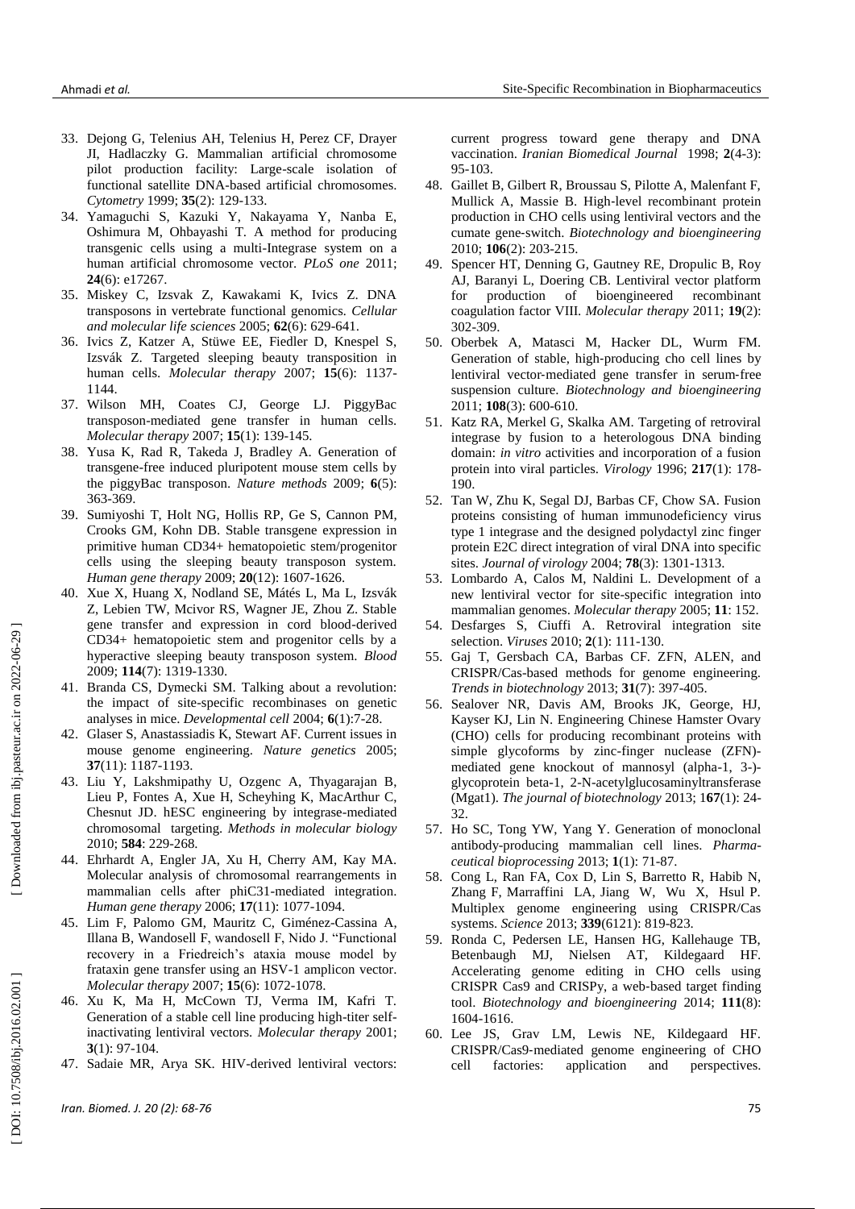33. Dejong G, Telenius AH, Telenius H, Perez CF, Drayer JI, Hadlaczky G. Mammalian artificial chromosome pilot production facility: Large-scale isolation of functional satellite DNA-based artificial chromosomes. *Cytometry* 1999; **35**(2): 129-133.
34. Yamaguchi S, Kazuki Y, Nakayama Y, Nanba E, Oshimura M, Ohbayashi T. A method for producing transgenic cells using a multi-Integrase system on a human artificial chromosome vector. *PLoS one* 2011; **24**(6): e17267.
35. Miskey C, Izsvak Z, Kawakami K, Ivics Z. DNA transposons in vertebrate functional genomics. *Cellular and molecular life sciences* 2005; **62**(6): 629-641.
36. Ivics Z, Katzer A, Stüwe EE, Fiedler D, Knespel S, Izsvák Z. Targeted sleeping beauty transposition in human cells. *Molecular therapy* 2007; **15**(6): 1137-1144.
37. Wilson MH, Coates CJ, George LJ. PiggyBac transposon-mediated gene transfer in human cells. *Molecular therapy* 2007; **15**(1): 139-145.
38. Yusa K, Rad R, Takeda J, Bradley A. Generation of transgene-free induced pluripotent mouse stem cells by the piggyBac transposon. *Nature methods* 2009; **6**(5): 363-369.
39. Sumiyoshi T, Holt NG, Hollis RP, Ge S, Cannon PM, Crooks GM, Kohn DB. Stable transgene expression in primitive human CD34+ hematopoietic stem/progenitor cells using the sleeping beauty transposon system. *Human gene therapy* 2009; **20**(12): 1607-1626.
40. Xue X, Huang X, Nodland SE, Mátés L, Ma L, Izsvák Z, Lebien TW, Mcivor RS, Wagner JE, Zhou Z. Stable gene transfer and expression in cord blood-derived CD34+ hematopoietic stem and progenitor cells by a hyperactive sleeping beauty transposon system. *Blood* 2009; **114**(7): 1319-1330.
41. Branda CS, Dymecki SM. Talking about a revolution: the impact of site-specific recombinases on genetic analyses in mice. *Developmental cell* 2004; **6**(1):7-28.
42. Glaser S, Anastassiadis K, Stewart AF. Current issues in mouse genome engineering. *Nature genetics* 2005; **37**(11): 1187-1193.
43. Liu Y, Lakshmipathy U, Ozgenc A, Thyagarajan B, Lieu P, Fontes A, Xue H, Scheyhing K, MacArthur C, Chesnut JD. hESC engineering by integrase-mediated chromosomal targeting. *Methods in molecular biology* 2010; **584**: 229-268.
44. Ehrhardt A, Engler JA, Xu H, Cherry AM, Kay MA. Molecular analysis of chromosomal rearrangements in mammalian cells after phiC31-mediated integration. *Human gene therapy* 2006; **17**(11): 1077-1094.
45. Lim F, Palomo GM, Mauritz C, Giménez-Cassina A, Illana B, Wandosell F, wandosell F, Nido J. "Functional recovery in a Friedreich's ataxia mouse model by frataxin gene transfer using an HSV-1 amplicon vector. *Molecular therapy* 2007; **15**(6): 1072-1078.
46. Xu K, Ma H, McCown TJ, Verma IM, Kafri T. Generation of a stable cell line producing high-titer self-inactivating lentiviral vectors. *Molecular therapy* 2001; **3**(1): 97-104.
47. Sadaie MR, Arya SK. HIV-derived lentiviral vectors: current progress toward gene therapy and DNA vaccination. *Iranian Biomedical Journal* 1998; **2**(4-3): 95-103.
48. Gaillet B, Gilbert R, Broussau S, Pilotte A, Malenfant F, Mullick A, Massie B. High-level recombinant protein production in CHO cells using lentiviral vectors and the cumate gene-switch. *Biotechnology and bioengineering* 2010; **106**(2): 203-215.
49. Spencer HT, Denning G, Gautney RE, Dropulic B, Roy AJ, Baranyi L, Doering CB. Lentiviral vector platform for production of bioengineered recombinant coagulation factor VIII. *Molecular therapy* 2011; **19**(2): 302-309.
50. Oberbek A, Matasci M, Hacker DL, Wurm FM. Generation of stable, high-producing cho cell lines by lentiviral vector-mediated gene transfer in serum-free suspension culture. *Biotechnology and bioengineering* 2011; **108**(3): 600-610.
51. Katz RA, Merkel G, Skalka AM. Targeting of retroviral integrase by fusion to a heterologous DNA binding domain: *in vitro* activities and incorporation of a fusion protein into viral particles. *Virology* 1996; **217**(1): 178-190.
52. Tan W, Zhu K, Segal DJ, Barbas CF, Chow SA. Fusion proteins consisting of human immunodeficiency virus type 1 integrase and the designed polydactyl zinc finger protein E2C direct integration of viral DNA into specific sites. *Journal of virology* 2004; **78**(3): 1301-1313.
53. Lombardo A, Calos M, Naldini L. Development of a new lentiviral vector for site-specific integration into mammalian genomes. *Molecular therapy* 2005; **11**: 152.
54. Desfarges S, Ciuffi A. Retroviral integration site selection. *Viruses* 2010; **2**(1): 111-130.
55. Gaj T, Gersbach CA, Barbas CF. ZFN, ALEN, and CRISPR/Cas-based methods for genome engineering. *Trends in biotechnology* 2013; **31**(7): 397-405.
56. Sealover NR, Davis AM, Brooks JK, George, HJ, Kayser KJ, Lin N. Engineering Chinese Hamster Ovary (CHO) cells for producing recombinant proteins with simple glycoforms by zinc-finger nuclease (ZFN)-mediated gene knockout of mannosyl (alpha-1, 3-)-glycoprotein beta-1, 2-N-acetylglucosaminyltransferase (Mgat1). *The journal of biotechnology* 2013; 1**67**(1): 24-32.
57. Ho SC, Tong YW, Yang Y. Generation of monoclonal antibody-producing mammalian cell lines. *Pharmaceutical bioprocessing* 2013; **1**(1): 71-87.
58. Cong L, Ran FA, Cox D, Lin S, Barretto R, Habib N, Zhang F, Marraffini LA, Jiang W, Wu X, Hsul P. Multiplex genome engineering using CRISPR/Cas systems. *Science* 2013; **339**(6121): 819-823.
59. Ronda C, Pedersen LE, Hansen HG, Kallehauge TB, Betenbaugh MJ, Nielsen AT, Kildegaard HF. Accelerating genome editing in CHO cells using CRISPR Cas9 and CRISPy, a web-based target finding tool. *Biotechnology and bioengineering* 2014; **111**(8): 1604-1616.
60. Lee JS, Grav LM, Lewis NE, Kildegaard HF. CRISPR/Cas9-mediated genome engineering of CHO cell factories: application and perspectives.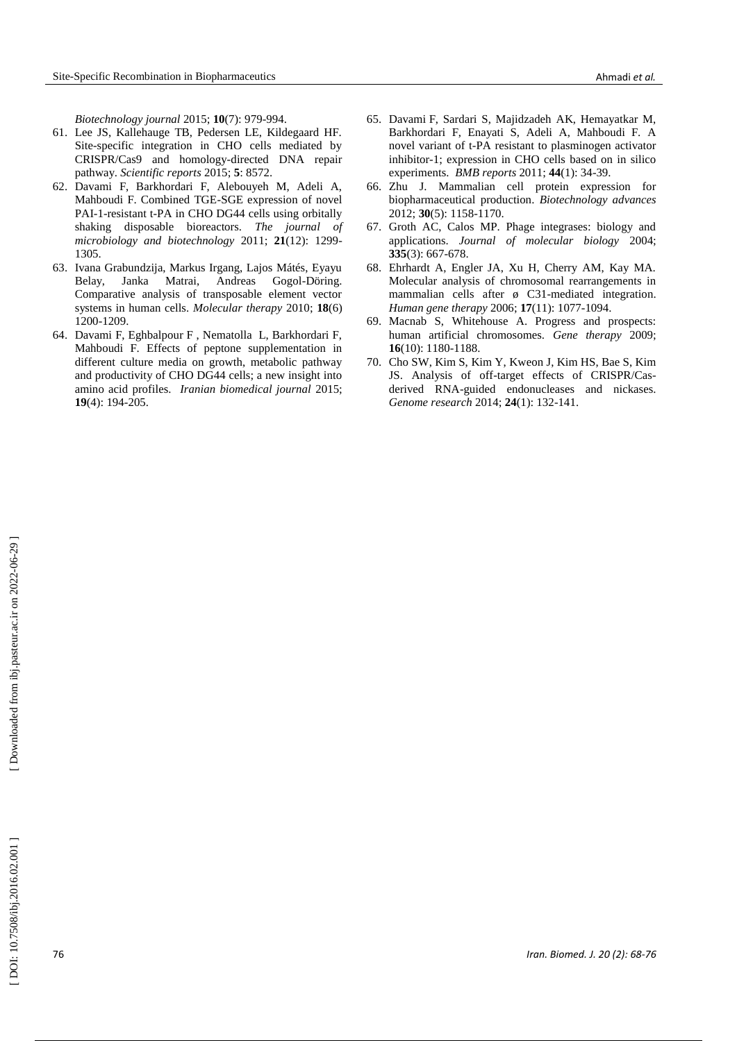*Biotechnology journal* 2015; **10**(7): 979-994.

61. Lee JS, Kallehauge TB, Pedersen LE, Kildegaard HF. Site-specific integration in CHO cells mediated by CRISPR/Cas9 and homology-directed DNA repair pathway. *Scientific reports* 2015; **5**: 8572.
62. Davami F, Barkhordari F, Alebouyeh M, Adeli A, Mahboudi F. Combined TGE-SGE expression of novel PAI-1-resistant t-PA in CHO DG44 cells using orbitally shaking disposable bioreactors. *The journal of microbiology and biotechnology* 2011; **21**(12): 1299-1305.
63. Ivana Grabundzija, Markus Irgang, Lajos Mátés, Eyayu Belay, Janka Matrai, Andreas Gogol-Döring. Comparative analysis of transposable element vector systems in human cells. *Molecular therapy* 2010; **18**(6) 1200-1209.
64. Davami F, Eghbalpour F , Nematolla L, Barkhordari F, Mahboudi F. Effects of peptone supplementation in different culture media on growth, metabolic pathway and productivity of CHO DG44 cells; a new insight into amino acid profiles. *Iranian biomedical journal* 2015; **19**(4): 194-205.
65. Davami F, Sardari S, Majidzadeh AK, Hemayatkar M, Barkhordari F, Enayati S, Adeli A, Mahboudi F. A novel variant of t-PA resistant to plasminogen activator inhibitor-1; expression in CHO cells based on in silico experiments. *BMB reports* 2011; **44**(1): 34-39.
66. Zhu J. Mammalian cell protein expression for biopharmaceutical production. *Biotechnology advances* 2012; **30**(5): 1158-1170.
67. Groth AC, Calos MP. Phage integrases: biology and applications. *Journal of molecular biology* 2004; **335**(3): 667-678.
68. Ehrhardt A, Engler JA, Xu H, Cherry AM, Kay MA. Molecular analysis of chromosomal rearrangements in mammalian cells after ø C31-mediated integration. *Human gene therapy* 2006; **17**(11): 1077-1094.
69. Macnab S, Whitehouse A. Progress and prospects: human artificial chromosomes. *Gene therapy* 2009; **16**(10): 1180-1188.
70. Cho SW, Kim S, Kim Y, Kweon J, Kim HS, Bae S, Kim JS. Analysis of off-target effects of CRISPR/Cas-derived RNA-guided endonucleases and nickases. *Genome research* 2014; **24**(1): 132-141.